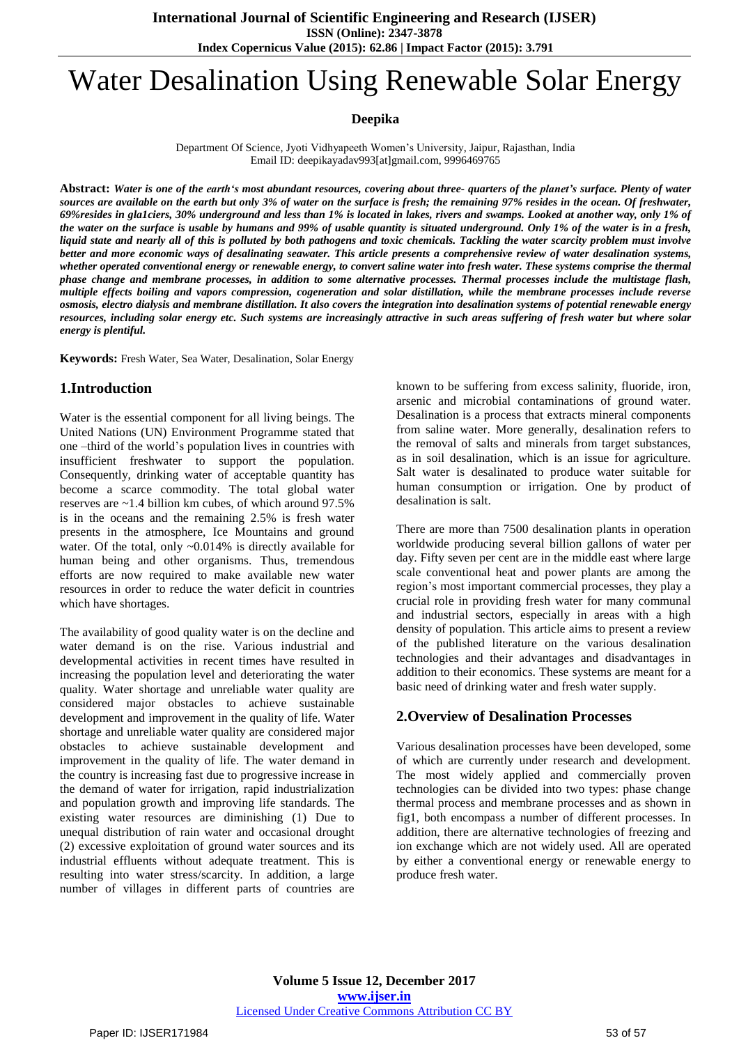# Water Desalination Using Renewable Solar Energy

**Deepika**

Department Of Science, Jyoti Vidhyapeeth Women's University, Jaipur, Rajasthan, India
Email ID: deepikayadav993[at]gmail.com, 9996469765

**Abstract:** ***Water is one of the earth's most abundant resources, covering about three- quarters of the planet's surface. Plenty of water sources are available on the earth but only 3% of water on the surface is fresh; the remaining 97% resides in the ocean. Of freshwater, 69%resides in gla1ciers, 30% underground and less than 1% is located in lakes, rivers and swamps. Looked at another way, only 1% of the water on the surface is usable by humans and 99% of usable quantity is situated underground. Only 1% of the water is in a fresh, liquid state and nearly all of this is polluted by both pathogens and toxic chemicals. Tackling the water scarcity problem must involve better and more economic ways of desalinating seawater. This article presents a comprehensive review of water desalination systems, whether operated conventional energy or renewable energy, to convert saline water into fresh water. These systems comprise the thermal phase change and membrane processes, in addition to some alternative processes. Thermal processes include the multistage flash, multiple effects boiling and vapors compression, cogeneration and solar distillation, while the membrane processes include reverse osmosis, electro dialysis and membrane distillation. It also covers the integration into desalination systems of potential renewable energy resources, including solar energy etc. Such systems are increasingly attractive in such areas suffering of fresh water but where solar energy is plentiful.***

**Keywords:** Fresh Water, Sea Water, Desalination, Solar Energy

## 1.Introduction

Water is the essential component for all living beings. The United Nations (UN) Environment Programme stated that one –third of the world's population lives in countries with insufficient freshwater to support the population. Consequently, drinking water of acceptable quantity has become a scarce commodity. The total global water reserves are ~1.4 billion km cubes, of which around 97.5% is in the oceans and the remaining 2.5% is fresh water presents in the atmosphere, Ice Mountains and ground water. Of the total, only ~0.014% is directly available for human being and other organisms. Thus, tremendous efforts are now required to make available new water resources in order to reduce the water deficit in countries which have shortages.

The availability of good quality water is on the decline and water demand is on the rise. Various industrial and developmental activities in recent times have resulted in increasing the population level and deteriorating the water quality. Water shortage and unreliable water quality are considered major obstacles to achieve sustainable development and improvement in the quality of life. Water shortage and unreliable water quality are considered major obstacles to achieve sustainable development and improvement in the quality of life. The water demand in the country is increasing fast due to progressive increase in the demand of water for irrigation, rapid industrialization and population growth and improving life standards. The existing water resources are diminishing (1) Due to unequal distribution of rain water and occasional drought (2) excessive exploitation of ground water sources and its industrial effluents without adequate treatment. This is resulting into water stress/scarcity. In addition, a large number of villages in different parts of countries are known to be suffering from excess salinity, fluoride, iron, arsenic and microbial contaminations of ground water. Desalination is a process that extracts mineral components from saline water. More generally, desalination refers to the removal of salts and minerals from target substances, as in soil desalination, which is an issue for agriculture. Salt water is desalinated to produce water suitable for human consumption or irrigation. One by product of desalination is salt.

There are more than 7500 desalination plants in operation worldwide producing several billion gallons of water per day. Fifty seven per cent are in the middle east where large scale conventional heat and power plants are among the region's most important commercial processes, they play a crucial role in providing fresh water for many communal and industrial sectors, especially in areas with a high density of population. This article aims to present a review of the published literature on the various desalination technologies and their advantages and disadvantages in addition to their economics. These systems are meant for a basic need of drinking water and fresh water supply.

## 2.Overview of Desalination Processes

Various desalination processes have been developed, some of which are currently under research and development. The most widely applied and commercially proven technologies can be divided into two types: phase change thermal process and membrane processes and as shown in fig1, both encompass a number of different processes. In addition, there are alternative technologies of freezing and ion exchange which are not widely used. All are operated by either a conventional energy or renewable energy to produce fresh water.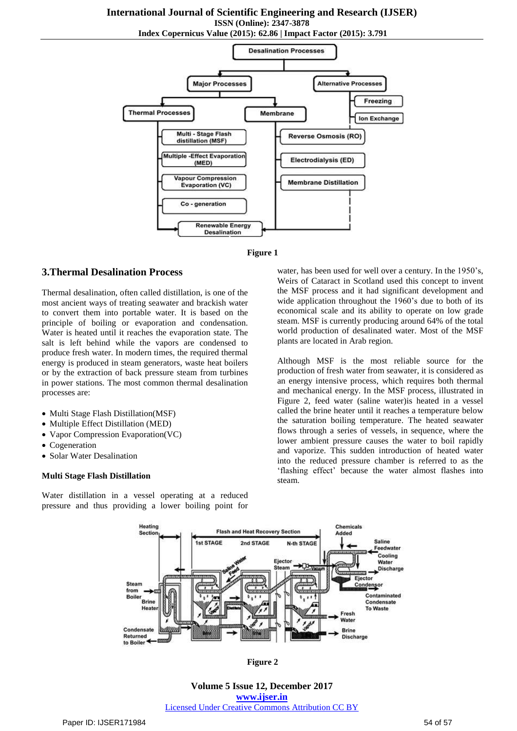Figure 1

## 3.Thermal Desalination Process

Thermal desalination, often called distillation, is one of the most ancient ways of treating seawater and brackish water to convert them into portable water. It is based on the principle of boiling or evaporation and condensation. Water is heated until it reaches the evaporation state. The salt is left behind while the vapors are condensed to produce fresh water. In modern times, the required thermal energy is produced in steam generators, waste heat boilers or by the extraction of back pressure steam from turbines in power stations. The most common thermal desalination processes are:

- Multi Stage Flash Distillation(MSF)
- Multiple Effect Distillation (MED)
- Vapor Compression Evaporation(VC)
- Cogeneration
- Solar Water Desalination

**Multi Stage Flash Distillation**

Water distillation in a vessel operating at a reduced pressure and thus providing a lower boiling point for water, has been used for well over a century. In the 1950's, Weirs of Cataract in Scotland used this concept to invent the MSF process and it had significant development and wide application throughout the 1960's due to both of its economical scale and its ability to operate on low grade steam. MSF is currently producing around 64% of the total world production of desalinated water. Most of the MSF plants are located in Arab region.

Although MSF is the most reliable source for the production of fresh water from seawater, it is considered as an energy intensive process, which requires both thermal and mechanical energy. In the MSF process, illustrated in Figure 2, feed water (saline water)is heated in a vessel called the brine heater until it reaches a temperature below the saturation boiling temperature. The heated seawater flows through a series of vessels, in sequence, where the lower ambient pressure causes the water to boil rapidly and vaporize. This sudden introduction of heated water into the reduced pressure chamber is referred to as the 'flashing effect' because the water almost flashes into steam.

Figure 2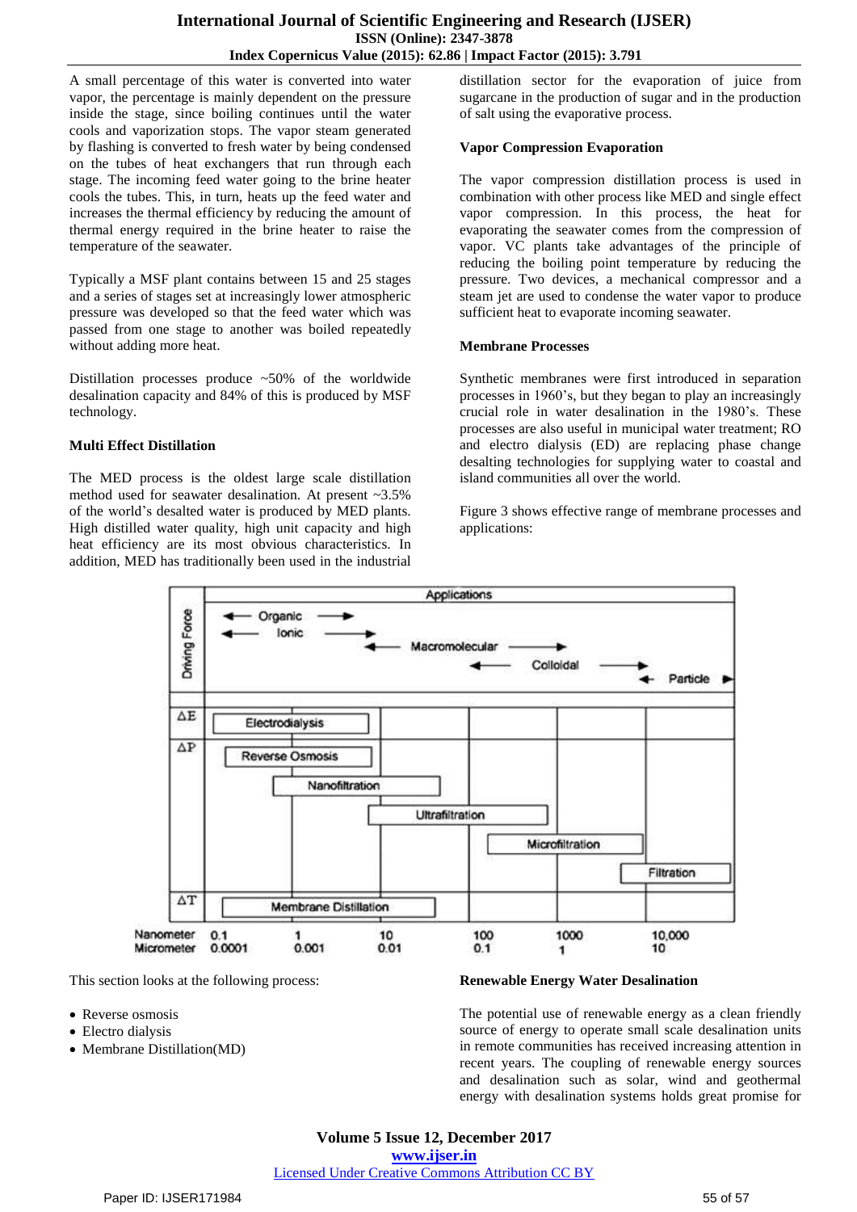A small percentage of this water is converted into water vapor, the percentage is mainly dependent on the pressure inside the stage, since boiling continues until the water cools and vaporization stops. The vapor steam generated by flashing is converted to fresh water by being condensed on the tubes of heat exchangers that run through each stage. The incoming feed water going to the brine heater cools the tubes. This, in turn, heats up the feed water and increases the thermal efficiency by reducing the amount of thermal energy required in the brine heater to raise the temperature of the seawater.

Typically a MSF plant contains between 15 and 25 stages and a series of stages set at increasingly lower atmospheric pressure was developed so that the feed water which was passed from one stage to another was boiled repeatedly without adding more heat.

Distillation processes produce ~50% of the worldwide desalination capacity and 84% of this is produced by MSF technology.

### Multi Effect Distillation

The MED process is the oldest large scale distillation method used for seawater desalination. At present ~3.5% of the world's desalted water is produced by MED plants. High distilled water quality, high unit capacity and high heat efficiency are its most obvious characteristics. In addition, MED has traditionally been used in the industrial distillation sector for the evaporation of juice from sugarcane in the production of sugar and in the production of salt using the evaporative process.

### Vapor Compression Evaporation

The vapor compression distillation process is used in combination with other process like MED and single effect vapor compression. In this process, the heat for evaporating the seawater comes from the compression of vapor. VC plants take advantages of the principle of reducing the boiling point temperature by reducing the pressure. Two devices, a mechanical compressor and a steam jet are used to condense the water vapor to produce sufficient heat to evaporate incoming seawater.

### Membrane Processes

Synthetic membranes were first introduced in separation processes in 1960's, but they began to play an increasingly crucial role in water desalination in the 1980's. These processes are also useful in municipal water treatment; RO and electro dialysis (ED) are replacing phase change desalting technologies for supplying water to coastal and island communities all over the world.

Figure 3 shows effective range of membrane processes and applications:

| Driving Force | Applications |
|---|---|
| | Organic, Ionic, Macromolecular, Colloidal, Particle |
| $\Delta E$ | Electrodialysis |
| $\Delta P$ | Reverse Osmosis; Nanofiltration; Ultrafiltration; Microfiltration; Filtration |
| $\Delta T$ | Membrane Distillation |

Nanometer: 0.1, 1, 10, 100, 1000, 10,000
Micrometer: 0.0001, 0.001, 0.01, 0.1, 1, 10

This section looks at the following process:

- Reverse osmosis
- Electro dialysis
- Membrane Distillation(MD)

### Renewable Energy Water Desalination

The potential use of renewable energy as a clean friendly source of energy to operate small scale desalination units in remote communities has received increasing attention in recent years. The coupling of renewable energy sources and desalination such as solar, wind and geothermal energy with desalination systems holds great promise for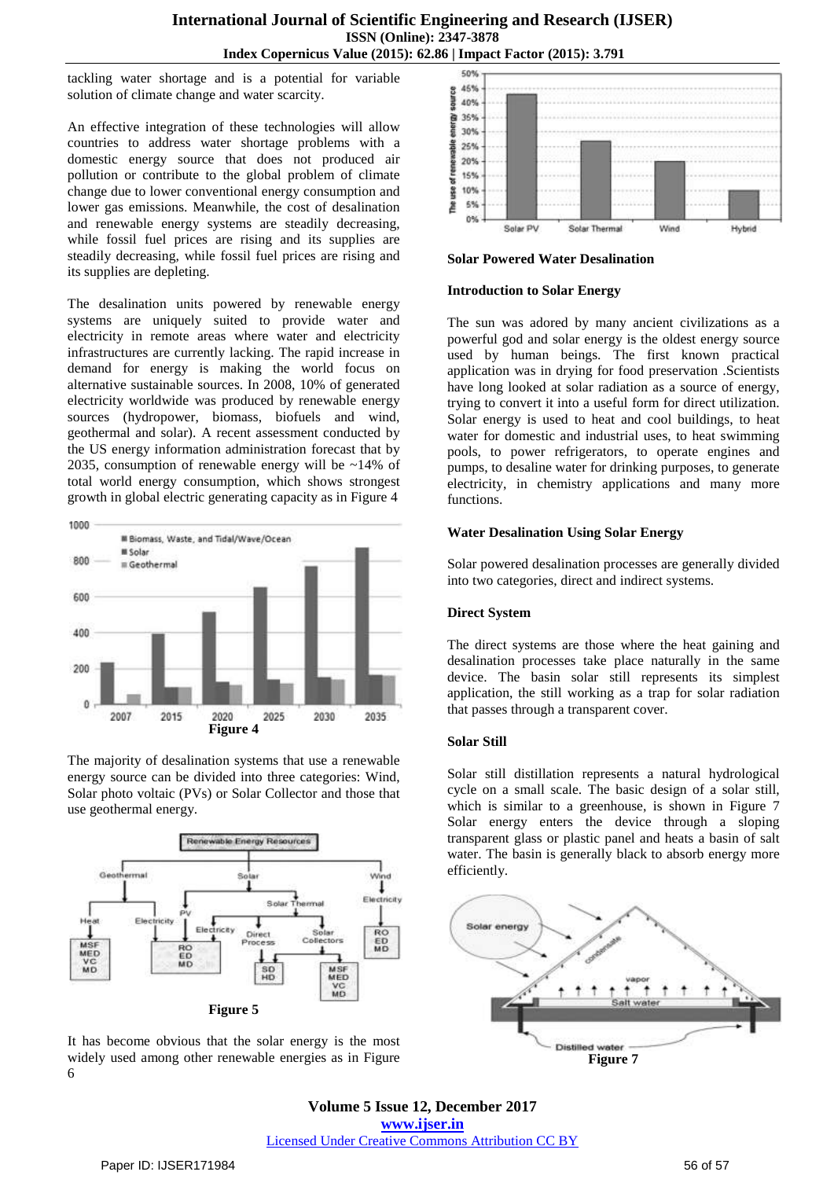tackling water shortage and is a potential for variable solution of climate change and water scarcity.

An effective integration of these technologies will allow countries to address water shortage problems with a domestic energy source that does not produced air pollution or contribute to the global problem of climate change due to lower conventional energy consumption and lower gas emissions. Meanwhile, the cost of desalination and renewable energy systems are steadily decreasing, while fossil fuel prices are rising and its supplies are steadily decreasing, while fossil fuel prices are rising and its supplies are depleting.

The desalination units powered by renewable energy systems are uniquely suited to provide water and electricity in remote areas where water and electricity infrastructures are currently lacking. The rapid increase in demand for energy is making the world focus on alternative sustainable sources. In 2008, 10% of generated electricity worldwide was produced by renewable energy sources (hydropower, biomass, biofuels and wind, geothermal and solar). A recent assessment conducted by the US energy information administration forecast that by 2035, consumption of renewable energy will be ~14% of total world energy consumption, which shows strongest growth in global electric generating capacity as in Figure 4

**Figure 4**

The majority of desalination systems that use a renewable energy source can be divided into three categories: Wind, Solar photo voltaic (PVs) or Solar Collector and those that use geothermal energy.

**Figure 5**

It has become obvious that the solar energy is the most widely used among other renewable energies as in Figure 6

### Solar Powered Water Desalination

### Introduction to Solar Energy

The sun was adored by many ancient civilizations as a powerful god and solar energy is the oldest energy source used by human beings. The first known practical application was in drying for food preservation .Scientists have long looked at solar radiation as a source of energy, trying to convert it into a useful form for direct utilization. Solar energy is used to heat and cool buildings, to heat water for domestic and industrial uses, to heat swimming pools, to power refrigerators, to operate engines and pumps, to desaline water for drinking purposes, to generate electricity, in chemistry applications and many more functions.

### Water Desalination Using Solar Energy

Solar powered desalination processes are generally divided into two categories, direct and indirect systems.

### Direct System

The direct systems are those where the heat gaining and desalination processes take place naturally in the same device. The basin solar still represents its simplest application, the still working as a trap for solar radiation that passes through a transparent cover.

### Solar Still

Solar still distillation represents a natural hydrological cycle on a small scale. The basic design of a solar still, which is similar to a greenhouse, is shown in Figure 7 Solar energy enters the device through a sloping transparent glass or plastic panel and heats a basin of salt water. The basin is generally black to absorb energy more efficiently.

**Figure 7**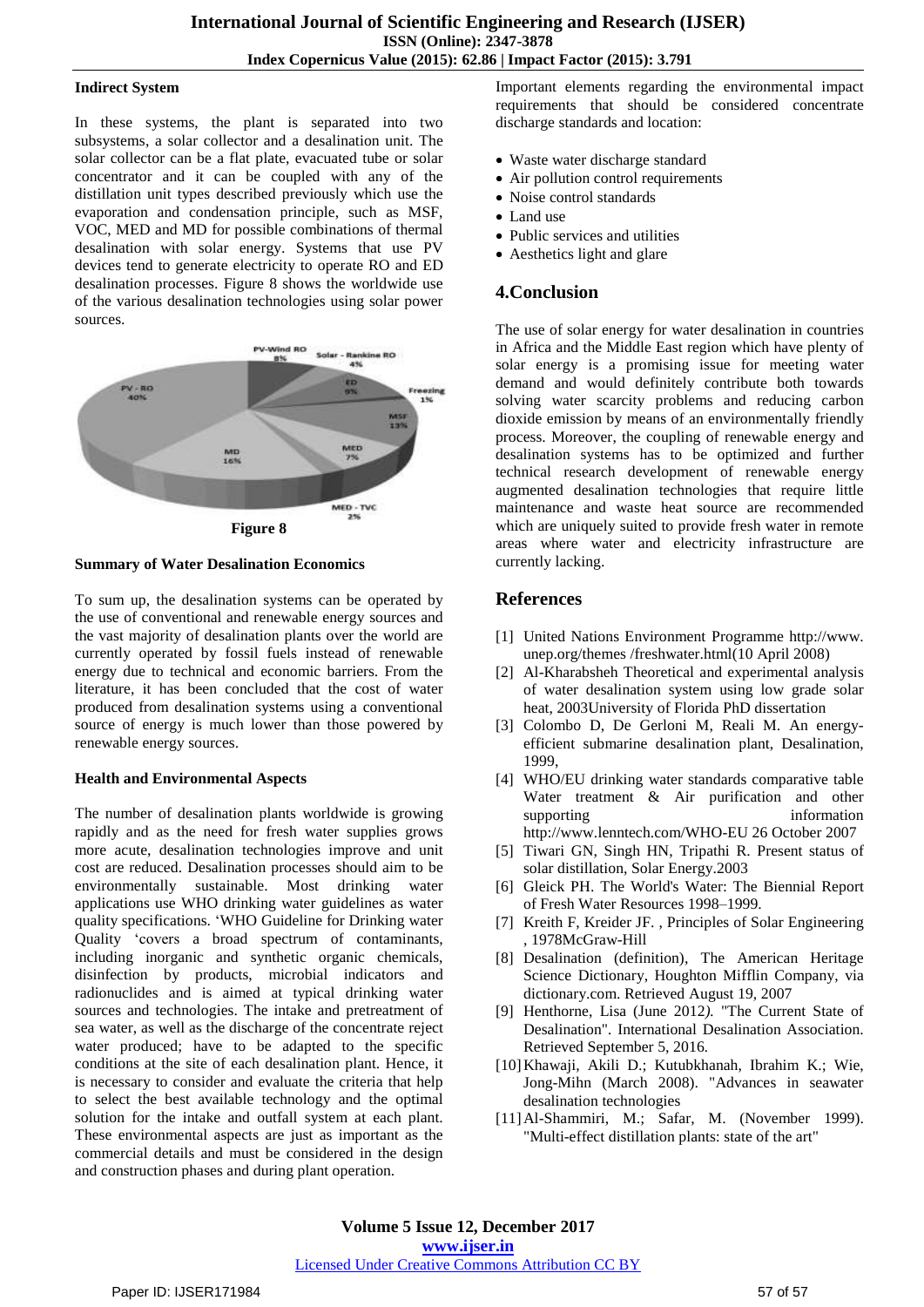### Indirect System

In these systems, the plant is separated into two subsystems, a solar collector and a desalination unit. The solar collector can be a flat plate, evacuated tube or solar concentrator and it can be coupled with any of the distillation unit types described previously which use the evaporation and condensation principle, such as MSF, VOC, MED and MD for possible combinations of thermal desalination with solar energy. Systems that use PV devices tend to generate electricity to operate RO and ED desalination processes. Figure 8 shows the worldwide use of the various desalination technologies using solar power sources.

PV-Wind RO 8%
Solar - Rankine RO 4%
ED 5%
Freezing 1%
MSF 13%
MED 7%
MED - TVC 2%
MD 16%
PV - RO 40%

**Figure 8**

### Summary of Water Desalination Economics

To sum up, the desalination systems can be operated by the use of conventional and renewable energy sources and the vast majority of desalination plants over the world are currently operated by fossil fuels instead of renewable energy due to technical and economic barriers. From the literature, it has been concluded that the cost of water produced from desalination systems using a conventional source of energy is much lower than those powered by renewable energy sources.

### Health and Environmental Aspects

The number of desalination plants worldwide is growing rapidly and as the need for fresh water supplies grows more acute, desalination technologies improve and unit cost are reduced. Desalination processes should aim to be environmentally sustainable. Most drinking water applications use WHO drinking water guidelines as water quality specifications. 'WHO Guideline for Drinking water Quality 'covers a broad spectrum of contaminants, including inorganic and synthetic organic chemicals, disinfection by products, microbial indicators and radionuclides and is aimed at typical drinking water sources and technologies. The intake and pretreatment of sea water, as well as the discharge of the concentrate reject water produced; have to be adapted to the specific conditions at the site of each desalination plant. Hence, it is necessary to consider and evaluate the criteria that help to select the best available technology and the optimal solution for the intake and outfall system at each plant. These environmental aspects are just as important as the commercial details and must be considered in the design and construction phases and during plant operation.

Important elements regarding the environmental impact requirements that should be considered concentrate discharge standards and location:

- Waste water discharge standard
- Air pollution control requirements
- Noise control standards
- Land use
- Public services and utilities
- Aesthetics light and glare

## 4.Conclusion

The use of solar energy for water desalination in countries in Africa and the Middle East region which have plenty of solar energy is a promising issue for meeting water demand and would definitely contribute both towards solving water scarcity problems and reducing carbon dioxide emission by means of an environmentally friendly process. Moreover, the coupling of renewable energy and desalination systems has to be optimized and further technical research development of renewable energy augmented desalination technologies that require little maintenance and waste heat source are recommended which are uniquely suited to provide fresh water in remote areas where water and electricity infrastructure are currently lacking.

## References

[1] United Nations Environment Programme http://www.unep.org/themes /freshwater.html(10 April 2008)
[2] Al-Kharabsheh Theoretical and experimental analysis of water desalination system using low grade solar heat, 2003University of Florida PhD dissertation
[3] Colombo D, De Gerloni M, Reali M. An energy-efficient submarine desalination plant, Desalination, 1999,
[4] WHO/EU drinking water standards comparative table Water treatment & Air purification and other supporting information http://www.lenntech.com/WHO-EU 26 October 2007
[5] Tiwari GN, Singh HN, Tripathi R. Present status of solar distillation, Solar Energy.2003
[6] Gleick PH. The World's Water: The Biennial Report of Fresh Water Resources 1998–1999.
[7] Kreith F, Kreider JF. , Principles of Solar Engineering , 1978McGraw-Hill
[8] Desalination (definition), The American Heritage Science Dictionary, Houghton Mifflin Company, via dictionary.com. Retrieved August 19, 2007
[9] Henthorne, Lisa (June 2012*).* "The Current State of Desalination". International Desalination Association. Retrieved September 5, 2016.
[10] Khawaji, Akili D.; Kutubkhanah, Ibrahim K.; Wie, Jong-Mihn (March 2008). "Advances in seawater desalination technologies
[11] Al-Shammiri, M.; Safar, M. (November 1999). "Multi-effect distillation plants: state of the art"